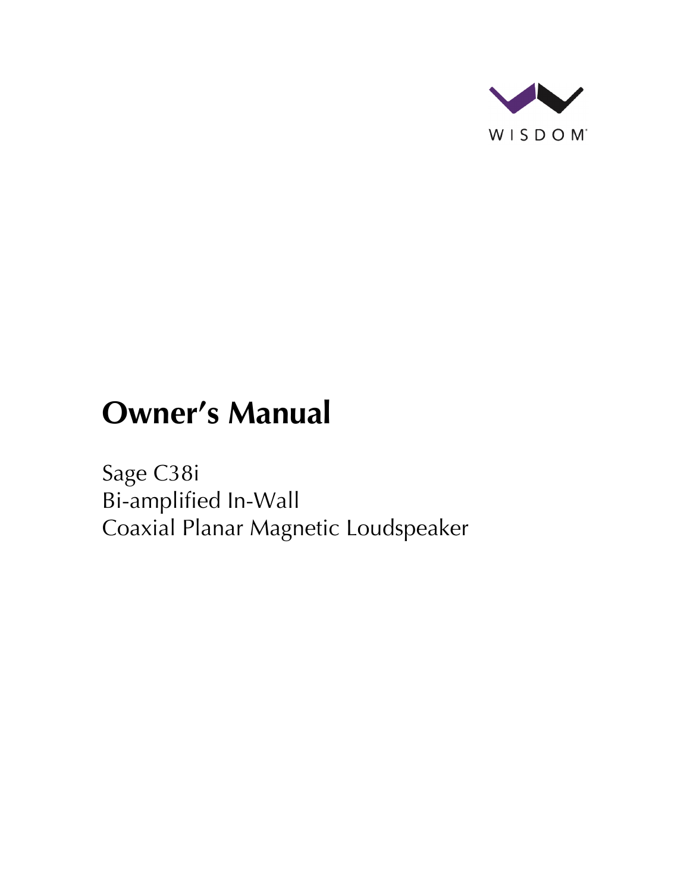WISDOM

# Owner's Manual

Sage C38i
Bi-amplified In-Wall
Coaxial Planar Magnetic Loudspeaker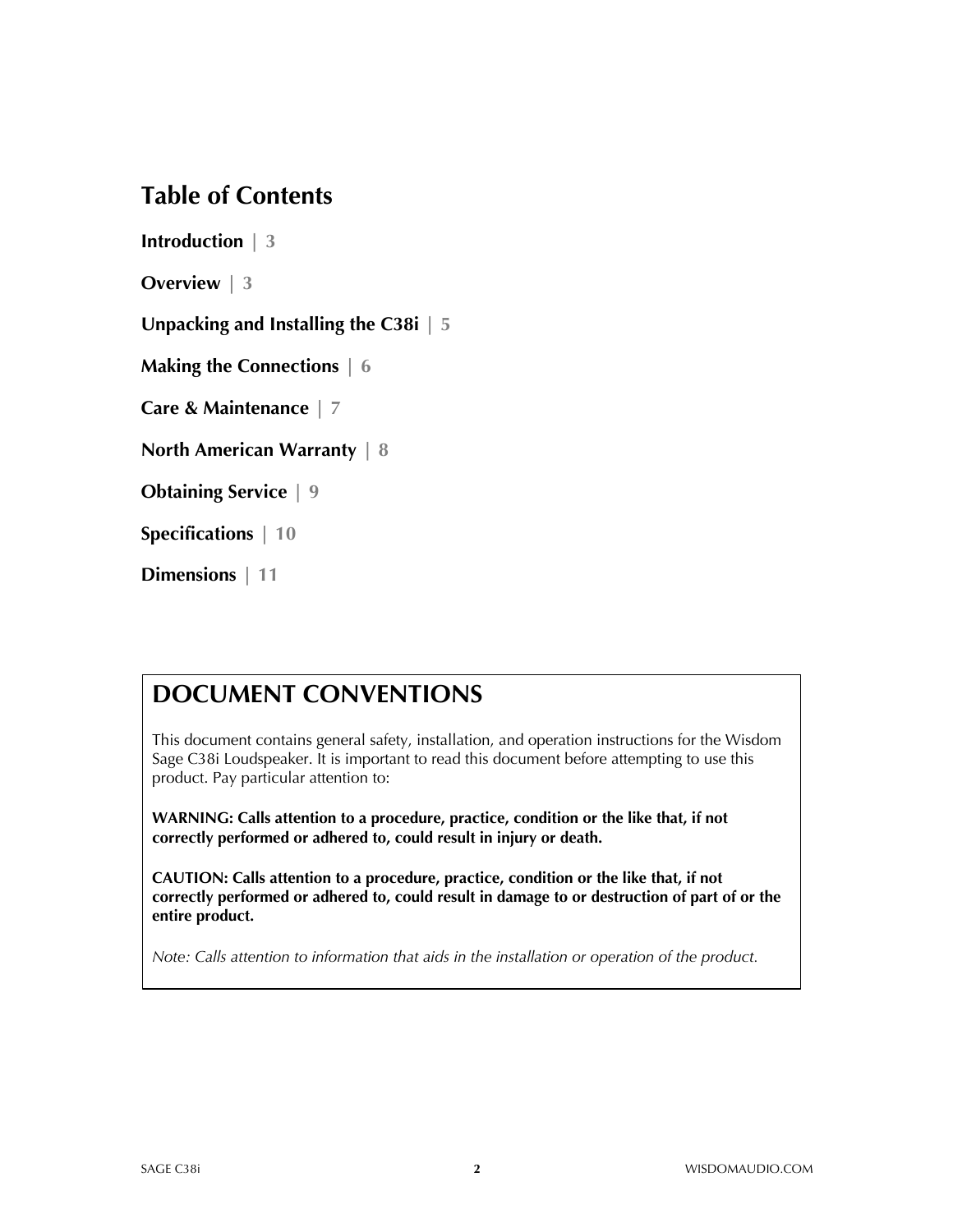## Table of Contents

**Introduction** | 3

**Overview** | 3

**Unpacking and Installing the C38i** | 5

**Making the Connections** | 6

**Care & Maintenance** | 7

**North American Warranty** | 8

**Obtaining Service** | 9

**Specifications** | 10

**Dimensions** | 11

## DOCUMENT CONVENTIONS

This document contains general safety, installation, and operation instructions for the Wisdom Sage C38i Loudspeaker. It is important to read this document before attempting to use this product. Pay particular attention to:

**WARNING: Calls attention to a procedure, practice, condition or the like that, if not correctly performed or adhered to, could result in injury or death.**

**CAUTION: Calls attention to a procedure, practice, condition or the like that, if not correctly performed or adhered to, could result in damage to or destruction of part of or the entire product.**

*Note: Calls attention to information that aids in the installation or operation of the product.*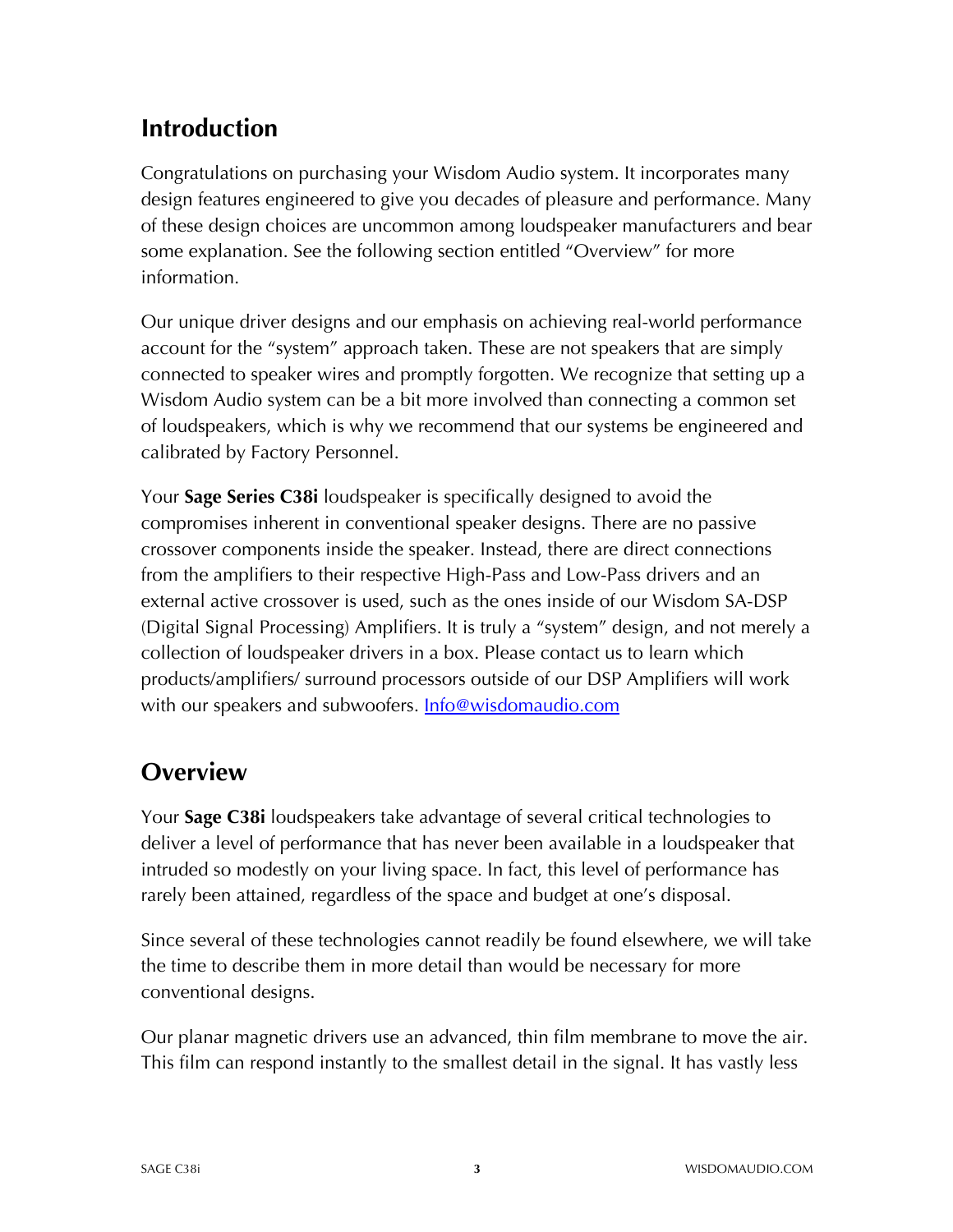## Introduction

Congratulations on purchasing your Wisdom Audio system. It incorporates many design features engineered to give you decades of pleasure and performance. Many of these design choices are uncommon among loudspeaker manufacturers and bear some explanation. See the following section entitled "Overview" for more information.

Our unique driver designs and our emphasis on achieving real-world performance account for the "system" approach taken. These are not speakers that are simply connected to speaker wires and promptly forgotten. We recognize that setting up a Wisdom Audio system can be a bit more involved than connecting a common set of loudspeakers, which is why we recommend that our systems be engineered and calibrated by Factory Personnel.

Your **Sage Series C38i** loudspeaker is specifically designed to avoid the compromises inherent in conventional speaker designs. There are no passive crossover components inside the speaker. Instead, there are direct connections from the amplifiers to their respective High-Pass and Low-Pass drivers and an external active crossover is used, such as the ones inside of our Wisdom SA-DSP (Digital Signal Processing) Amplifiers. It is truly a "system" design, and not merely a collection of loudspeaker drivers in a box. Please contact us to learn which products/amplifiers/ surround processors outside of our DSP Amplifiers will work with our speakers and subwoofers. Info@wisdomaudio.com

## Overview

Your **Sage C38i** loudspeakers take advantage of several critical technologies to deliver a level of performance that has never been available in a loudspeaker that intruded so modestly on your living space. In fact, this level of performance has rarely been attained, regardless of the space and budget at one's disposal.

Since several of these technologies cannot readily be found elsewhere, we will take the time to describe them in more detail than would be necessary for more conventional designs.

Our planar magnetic drivers use an advanced, thin film membrane to move the air. This film can respond instantly to the smallest detail in the signal. It has vastly less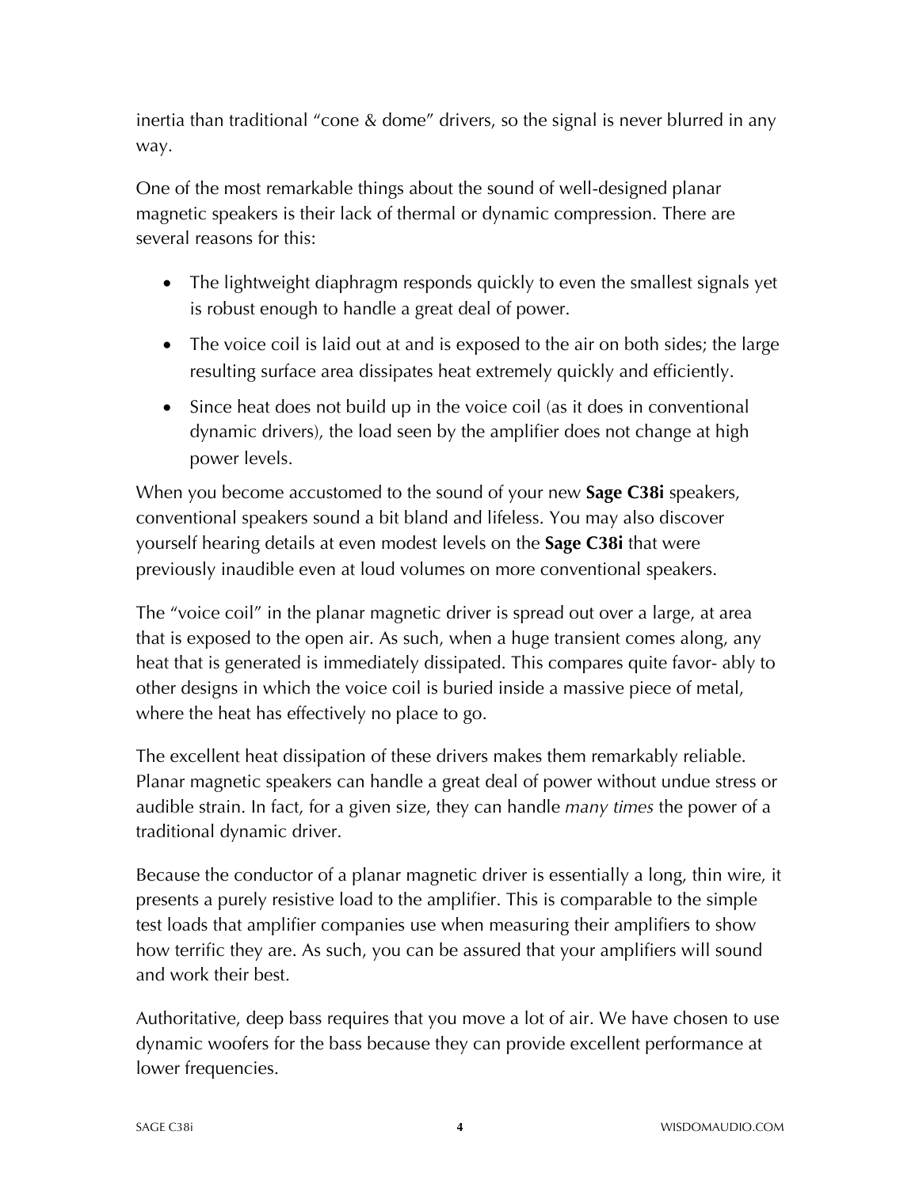inertia than traditional "cone & dome" drivers, so the signal is never blurred in any way.

One of the most remarkable things about the sound of well-designed planar magnetic speakers is their lack of thermal or dynamic compression. There are several reasons for this:

- The lightweight diaphragm responds quickly to even the smallest signals yet is robust enough to handle a great deal of power.
- The voice coil is laid out at and is exposed to the air on both sides; the large resulting surface area dissipates heat extremely quickly and efficiently.
- Since heat does not build up in the voice coil (as it does in conventional dynamic drivers), the load seen by the amplifier does not change at high power levels.

When you become accustomed to the sound of your new **Sage C38i** speakers, conventional speakers sound a bit bland and lifeless. You may also discover yourself hearing details at even modest levels on the **Sage C38i** that were previously inaudible even at loud volumes on more conventional speakers.

The "voice coil" in the planar magnetic driver is spread out over a large, at area that is exposed to the open air. As such, when a huge transient comes along, any heat that is generated is immediately dissipated. This compares quite favor- ably to other designs in which the voice coil is buried inside a massive piece of metal, where the heat has effectively no place to go.

The excellent heat dissipation of these drivers makes them remarkably reliable. Planar magnetic speakers can handle a great deal of power without undue stress or audible strain. In fact, for a given size, they can handle *many times* the power of a traditional dynamic driver.

Because the conductor of a planar magnetic driver is essentially a long, thin wire, it presents a purely resistive load to the amplifier. This is comparable to the simple test loads that amplifier companies use when measuring their amplifiers to show how terrific they are. As such, you can be assured that your amplifiers will sound and work their best.

Authoritative, deep bass requires that you move a lot of air. We have chosen to use dynamic woofers for the bass because they can provide excellent performance at lower frequencies.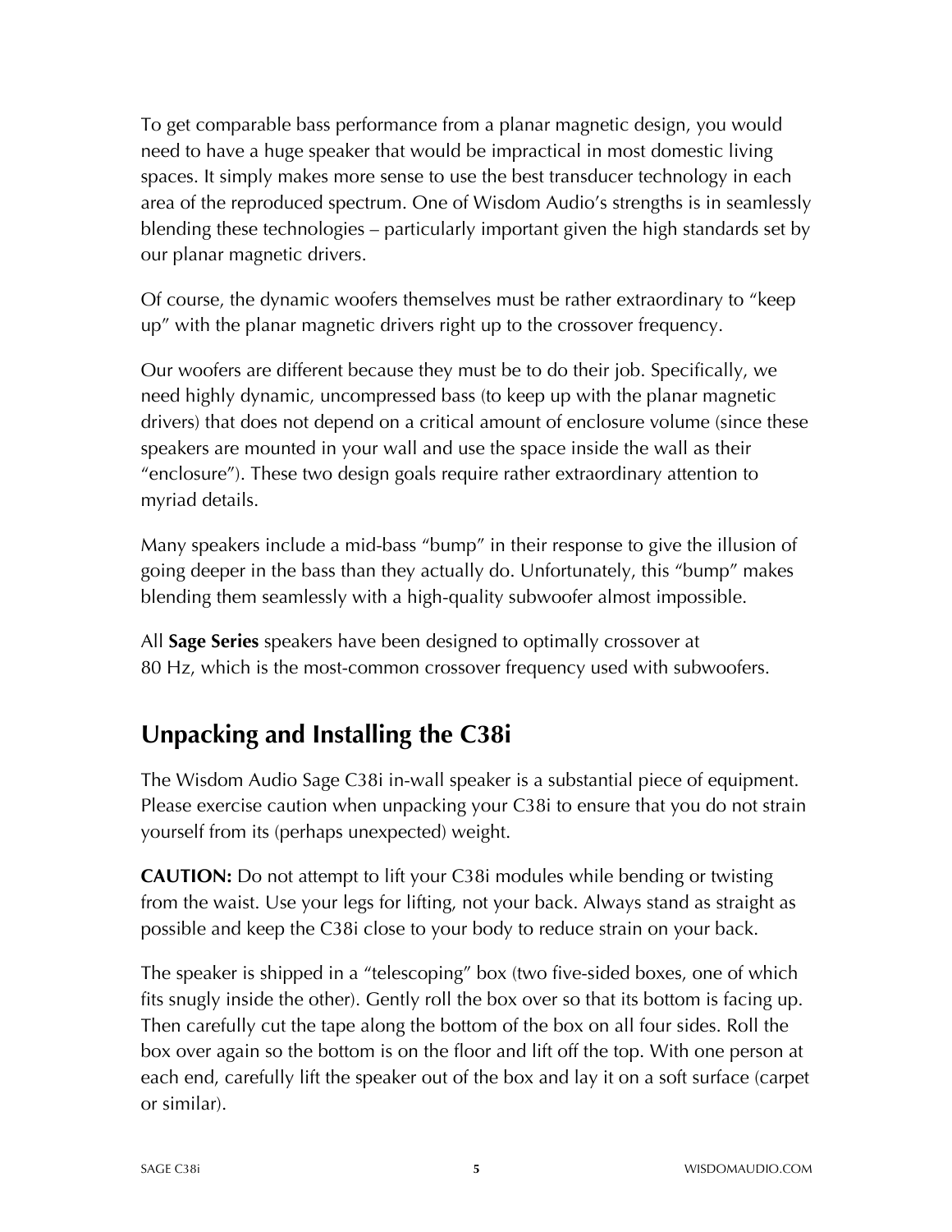To get comparable bass performance from a planar magnetic design, you would need to have a huge speaker that would be impractical in most domestic living spaces. It simply makes more sense to use the best transducer technology in each area of the reproduced spectrum. One of Wisdom Audio's strengths is in seamlessly blending these technologies – particularly important given the high standards set by our planar magnetic drivers.

Of course, the dynamic woofers themselves must be rather extraordinary to "keep up" with the planar magnetic drivers right up to the crossover frequency.

Our woofers are different because they must be to do their job. Specifically, we need highly dynamic, uncompressed bass (to keep up with the planar magnetic drivers) that does not depend on a critical amount of enclosure volume (since these speakers are mounted in your wall and use the space inside the wall as their "enclosure"). These two design goals require rather extraordinary attention to myriad details.

Many speakers include a mid-bass "bump" in their response to give the illusion of going deeper in the bass than they actually do. Unfortunately, this "bump" makes blending them seamlessly with a high-quality subwoofer almost impossible.

All **Sage Series** speakers have been designed to optimally crossover at 80 Hz, which is the most-common crossover frequency used with subwoofers.

## Unpacking and Installing the C38i

The Wisdom Audio Sage C38i in-wall speaker is a substantial piece of equipment. Please exercise caution when unpacking your C38i to ensure that you do not strain yourself from its (perhaps unexpected) weight.

**CAUTION:** Do not attempt to lift your C38i modules while bending or twisting from the waist. Use your legs for lifting, not your back. Always stand as straight as possible and keep the C38i close to your body to reduce strain on your back.

The speaker is shipped in a "telescoping" box (two five-sided boxes, one of which fits snugly inside the other). Gently roll the box over so that its bottom is facing up. Then carefully cut the tape along the bottom of the box on all four sides. Roll the box over again so the bottom is on the floor and lift off the top. With one person at each end, carefully lift the speaker out of the box and lay it on a soft surface (carpet or similar).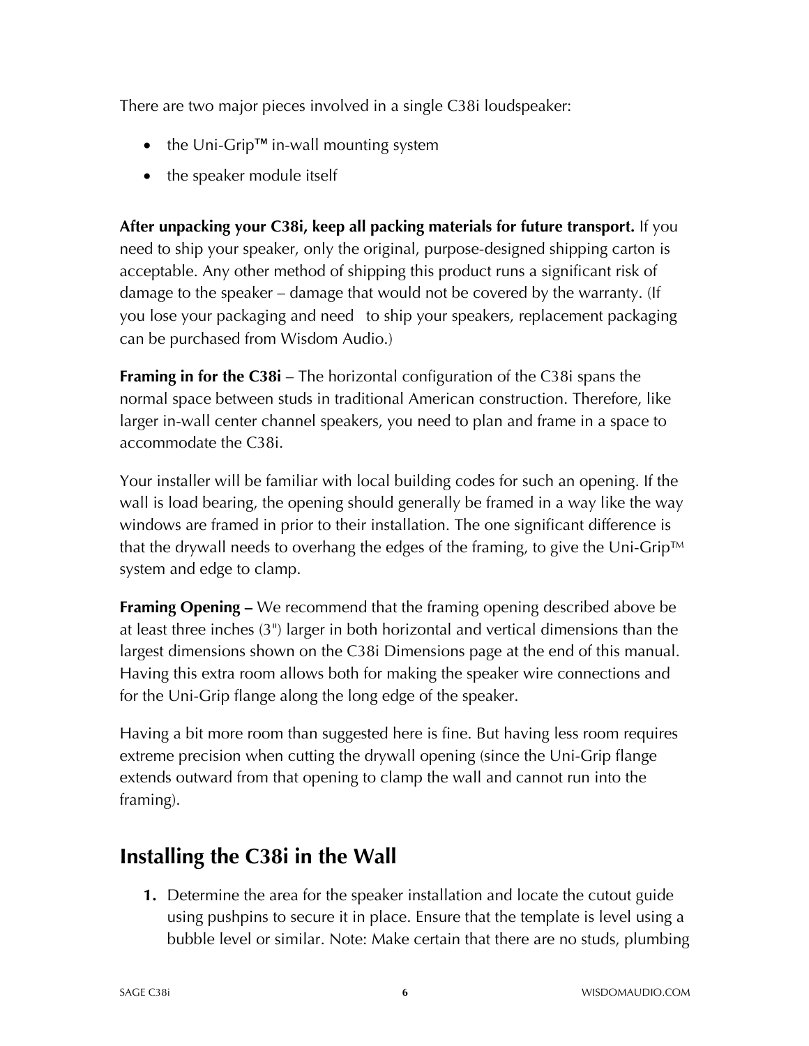There are two major pieces involved in a single C38i loudspeaker:

- the Uni-Grip™ in-wall mounting system
- the speaker module itself

**After unpacking your C38i, keep all packing materials for future transport.** If you need to ship your speaker, only the original, purpose-designed shipping carton is acceptable. Any other method of shipping this product runs a significant risk of damage to the speaker – damage that would not be covered by the warranty. (If you lose your packaging and need to ship your speakers, replacement packaging can be purchased from Wisdom Audio.)

**Framing in for the C38i** – The horizontal configuration of the C38i spans the normal space between studs in traditional American construction. Therefore, like larger in-wall center channel speakers, you need to plan and frame in a space to accommodate the C38i.

Your installer will be familiar with local building codes for such an opening. If the wall is load bearing, the opening should generally be framed in a way like the way windows are framed in prior to their installation. The one significant difference is that the drywall needs to overhang the edges of the framing, to give the Uni-Grip™ system and edge to clamp.

**Framing Opening –** We recommend that the framing opening described above be at least three inches (3") larger in both horizontal and vertical dimensions than the largest dimensions shown on the C38i Dimensions page at the end of this manual. Having this extra room allows both for making the speaker wire connections and for the Uni-Grip flange along the long edge of the speaker.

Having a bit more room than suggested here is fine. But having less room requires extreme precision when cutting the drywall opening (since the Uni-Grip flange extends outward from that opening to clamp the wall and cannot run into the framing).

## Installing the C38i in the Wall

1. Determine the area for the speaker installation and locate the cutout guide using pushpins to secure it in place. Ensure that the template is level using a bubble level or similar. Note: Make certain that there are no studs, plumbing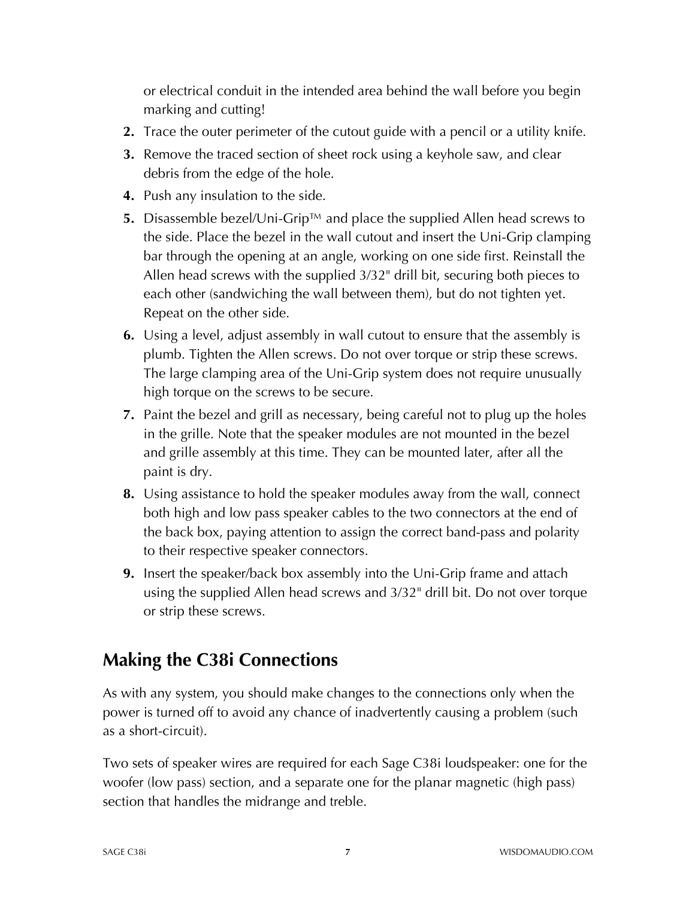or electrical conduit in the intended area behind the wall before you begin marking and cutting!

2. Trace the outer perimeter of the cutout guide with a pencil or a utility knife.
3. Remove the traced section of sheet rock using a keyhole saw, and clear debris from the edge of the hole.
4. Push any insulation to the side.
5. Disassemble bezel/Uni-Grip™ and place the supplied Allen head screws to the side. Place the bezel in the wall cutout and insert the Uni-Grip clamping bar through the opening at an angle, working on one side first. Reinstall the Allen head screws with the supplied 3/32" drill bit, securing both pieces to each other (sandwiching the wall between them), but do not tighten yet. Repeat on the other side.
6. Using a level, adjust assembly in wall cutout to ensure that the assembly is plumb. Tighten the Allen screws. Do not over torque or strip these screws. The large clamping area of the Uni-Grip system does not require unusually high torque on the screws to be secure.
7. Paint the bezel and grill as necessary, being careful not to plug up the holes in the grille. Note that the speaker modules are not mounted in the bezel and grille assembly at this time. They can be mounted later, after all the paint is dry.
8. Using assistance to hold the speaker modules away from the wall, connect both high and low pass speaker cables to the two connectors at the end of the back box, paying attention to assign the correct band-pass and polarity to their respective speaker connectors.
9. Insert the speaker/back box assembly into the Uni-Grip frame and attach using the supplied Allen head screws and 3/32" drill bit. Do not over torque or strip these screws.

## Making the C38i Connections

As with any system, you should make changes to the connections only when the power is turned off to avoid any chance of inadvertently causing a problem (such as a short-circuit).

Two sets of speaker wires are required for each Sage C38i loudspeaker: one for the woofer (low pass) section, and a separate one for the planar magnetic (high pass) section that handles the midrange and treble.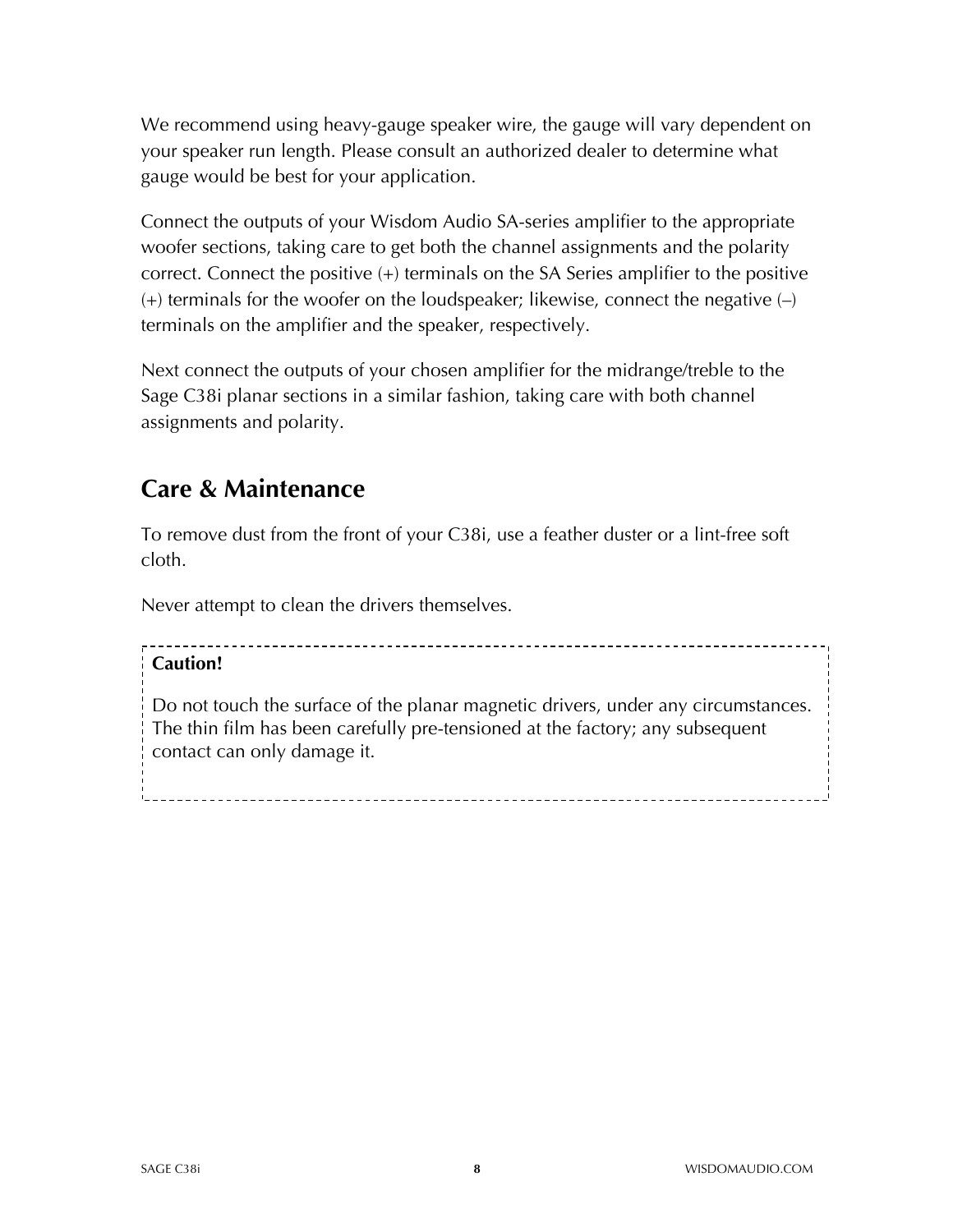We recommend using heavy-gauge speaker wire, the gauge will vary dependent on your speaker run length. Please consult an authorized dealer to determine what gauge would be best for your application.

Connect the outputs of your Wisdom Audio SA-series amplifier to the appropriate woofer sections, taking care to get both the channel assignments and the polarity correct. Connect the positive (+) terminals on the SA Series amplifier to the positive (+) terminals for the woofer on the loudspeaker; likewise, connect the negative (–) terminals on the amplifier and the speaker, respectively.

Next connect the outputs of your chosen amplifier for the midrange/treble to the Sage C38i planar sections in a similar fashion, taking care with both channel assignments and polarity.

## Care & Maintenance

To remove dust from the front of your C38i, use a feather duster or a lint-free soft cloth.

Never attempt to clean the drivers themselves.

**Caution!**

Do not touch the surface of the planar magnetic drivers, under any circumstances. The thin film has been carefully pre-tensioned at the factory; any subsequent contact can only damage it.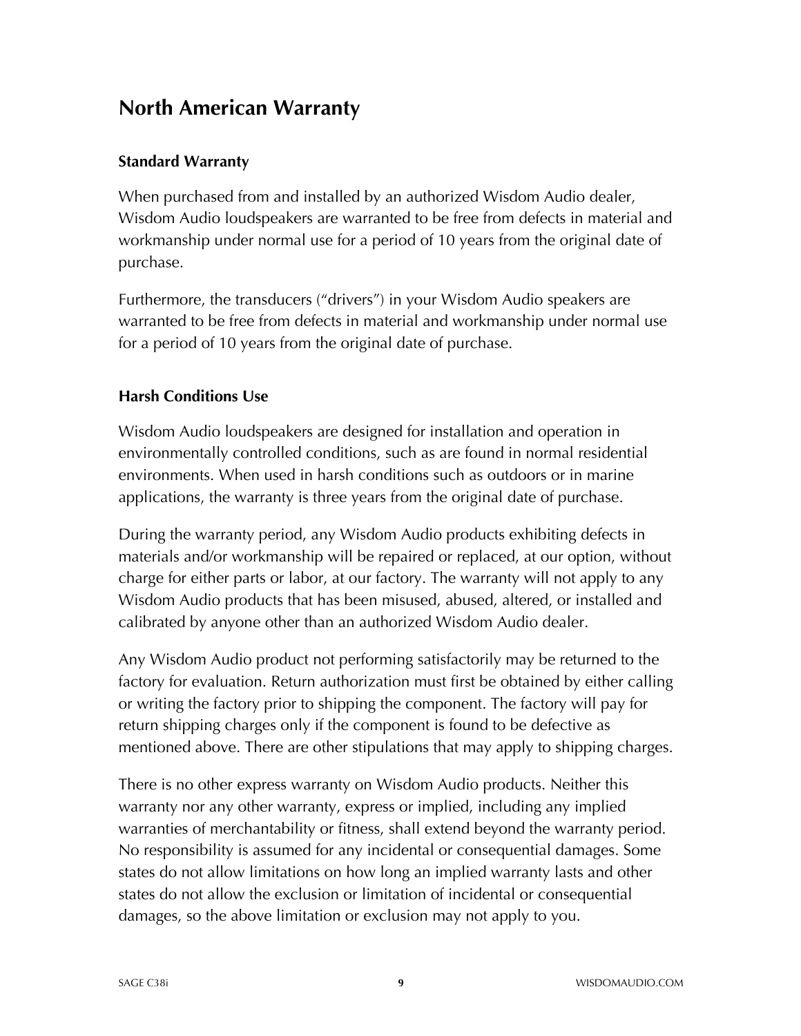## North American Warranty

### Standard Warranty

When purchased from and installed by an authorized Wisdom Audio dealer, Wisdom Audio loudspeakers are warranted to be free from defects in material and workmanship under normal use for a period of 10 years from the original date of purchase.

Furthermore, the transducers (“drivers”) in your Wisdom Audio speakers are warranted to be free from defects in material and workmanship under normal use for a period of 10 years from the original date of purchase.

### Harsh Conditions Use

Wisdom Audio loudspeakers are designed for installation and operation in environmentally controlled conditions, such as are found in normal residential environments. When used in harsh conditions such as outdoors or in marine applications, the warranty is three years from the original date of purchase.

During the warranty period, any Wisdom Audio products exhibiting defects in materials and/or workmanship will be repaired or replaced, at our option, without charge for either parts or labor, at our factory. The warranty will not apply to any Wisdom Audio products that has been misused, abused, altered, or installed and calibrated by anyone other than an authorized Wisdom Audio dealer.

Any Wisdom Audio product not performing satisfactorily may be returned to the factory for evaluation. Return authorization must first be obtained by either calling or writing the factory prior to shipping the component. The factory will pay for return shipping charges only if the component is found to be defective as mentioned above. There are other stipulations that may apply to shipping charges.

There is no other express warranty on Wisdom Audio products. Neither this warranty nor any other warranty, express or implied, including any implied warranties of merchantability or fitness, shall extend beyond the warranty period. No responsibility is assumed for any incidental or consequential damages. Some states do not allow limitations on how long an implied warranty lasts and other states do not allow the exclusion or limitation of incidental or consequential damages, so the above limitation or exclusion may not apply to you.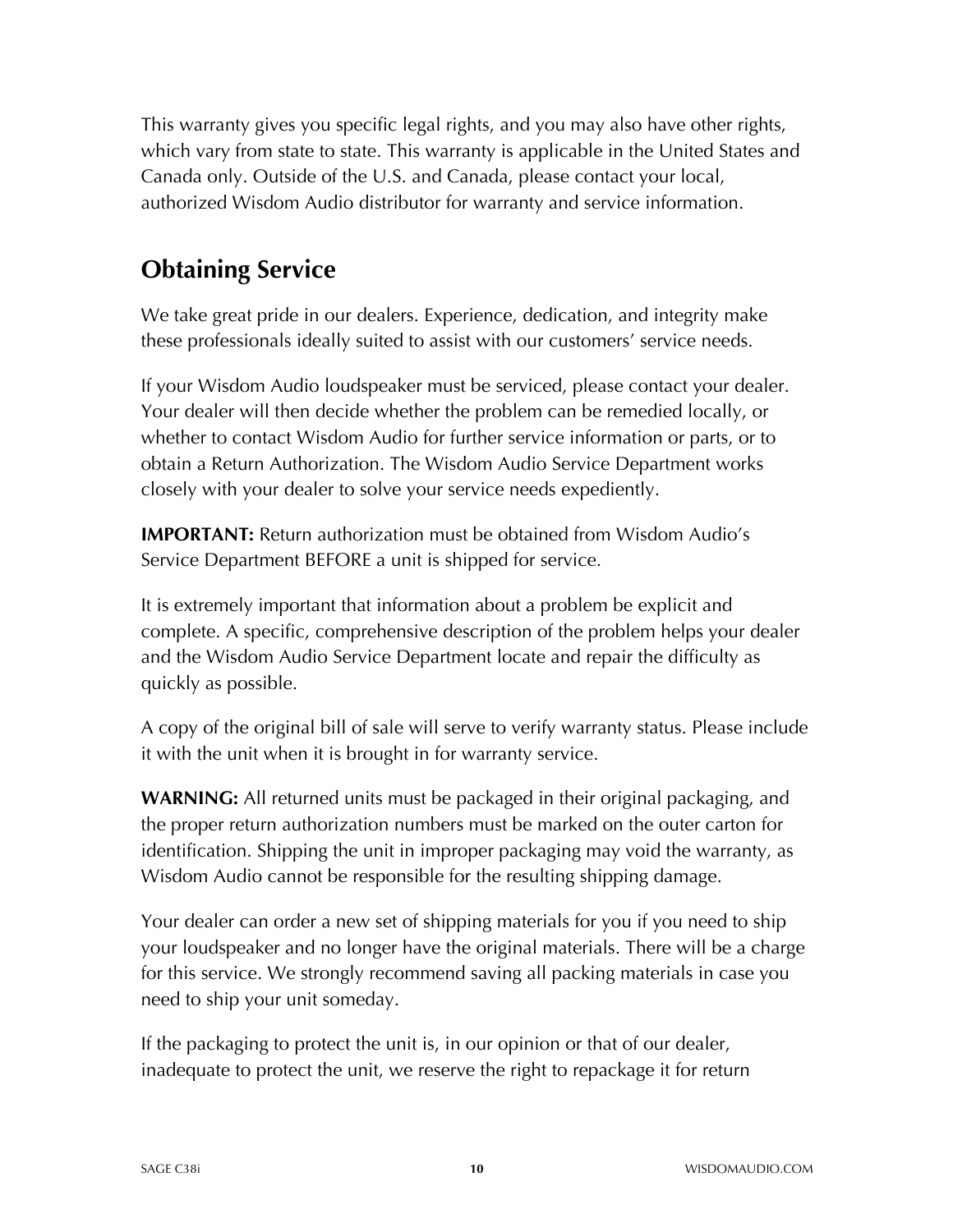This warranty gives you specific legal rights, and you may also have other rights, which vary from state to state. This warranty is applicable in the United States and Canada only. Outside of the U.S. and Canada, please contact your local, authorized Wisdom Audio distributor for warranty and service information.

## Obtaining Service

We take great pride in our dealers. Experience, dedication, and integrity make these professionals ideally suited to assist with our customers' service needs.

If your Wisdom Audio loudspeaker must be serviced, please contact your dealer. Your dealer will then decide whether the problem can be remedied locally, or whether to contact Wisdom Audio for further service information or parts, or to obtain a Return Authorization. The Wisdom Audio Service Department works closely with your dealer to solve your service needs expediently.

**IMPORTANT:** Return authorization must be obtained from Wisdom Audio's Service Department BEFORE a unit is shipped for service.

It is extremely important that information about a problem be explicit and complete. A specific, comprehensive description of the problem helps your dealer and the Wisdom Audio Service Department locate and repair the difficulty as quickly as possible.

A copy of the original bill of sale will serve to verify warranty status. Please include it with the unit when it is brought in for warranty service.

**WARNING:** All returned units must be packaged in their original packaging, and the proper return authorization numbers must be marked on the outer carton for identification. Shipping the unit in improper packaging may void the warranty, as Wisdom Audio cannot be responsible for the resulting shipping damage.

Your dealer can order a new set of shipping materials for you if you need to ship your loudspeaker and no longer have the original materials. There will be a charge for this service. We strongly recommend saving all packing materials in case you need to ship your unit someday.

If the packaging to protect the unit is, in our opinion or that of our dealer, inadequate to protect the unit, we reserve the right to repackage it for return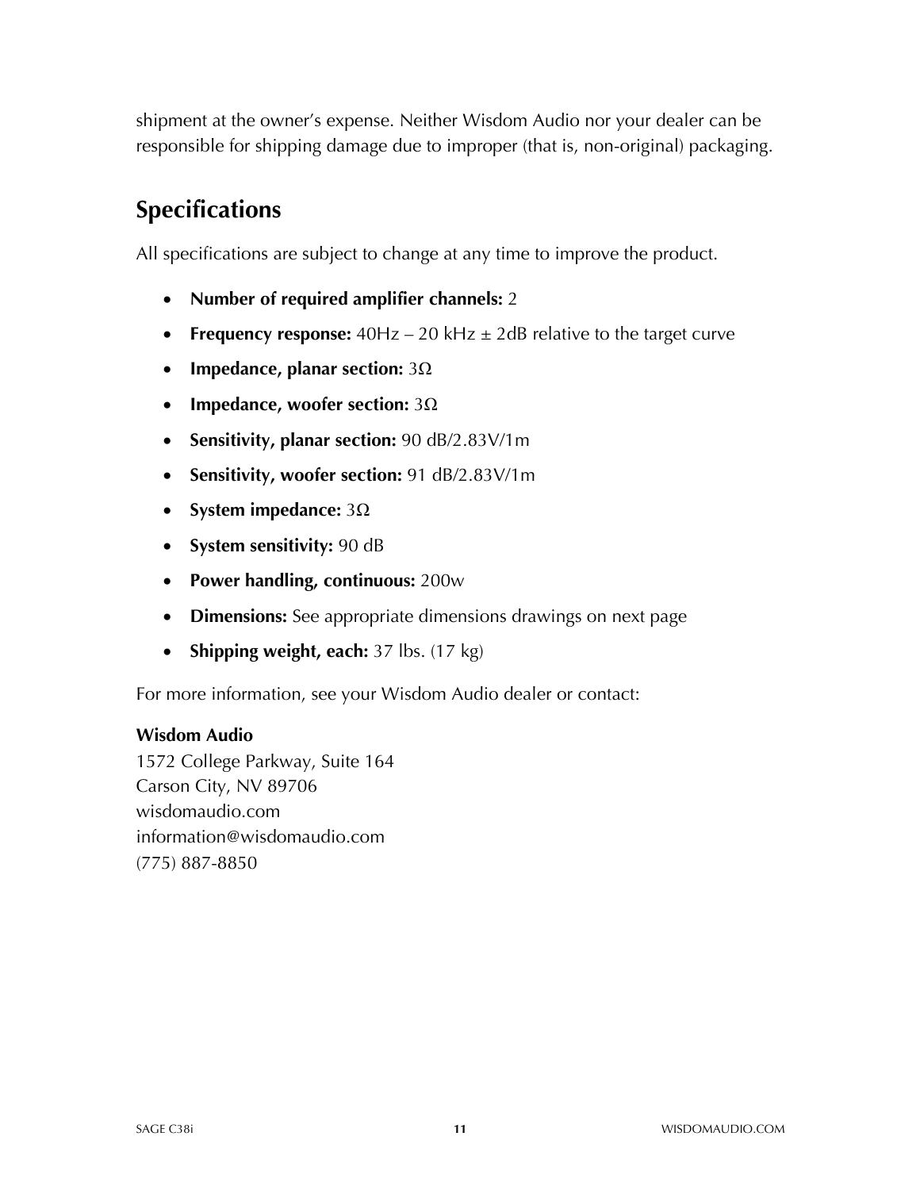shipment at the owner's expense. Neither Wisdom Audio nor your dealer can be responsible for shipping damage due to improper (that is, non-original) packaging.

## Specifications

All specifications are subject to change at any time to improve the product.

- **Number of required amplifier channels:** 2
- **Frequency response:** 40Hz – 20 kHz ± 2dB relative to the target curve
- **Impedance, planar section:** 3Ω
- **Impedance, woofer section:** 3Ω
- **Sensitivity, planar section:** 90 dB/2.83V/1m
- **Sensitivity, woofer section:** 91 dB/2.83V/1m
- **System impedance:** 3Ω
- **System sensitivity:** 90 dB
- **Power handling, continuous:** 200w
- **Dimensions:** See appropriate dimensions drawings on next page
- **Shipping weight, each:** 37 lbs. (17 kg)

For more information, see your Wisdom Audio dealer or contact:

**Wisdom Audio**
1572 College Parkway, Suite 164
Carson City, NV 89706
wisdomaudio.com
information@wisdomaudio.com
(775) 887-8850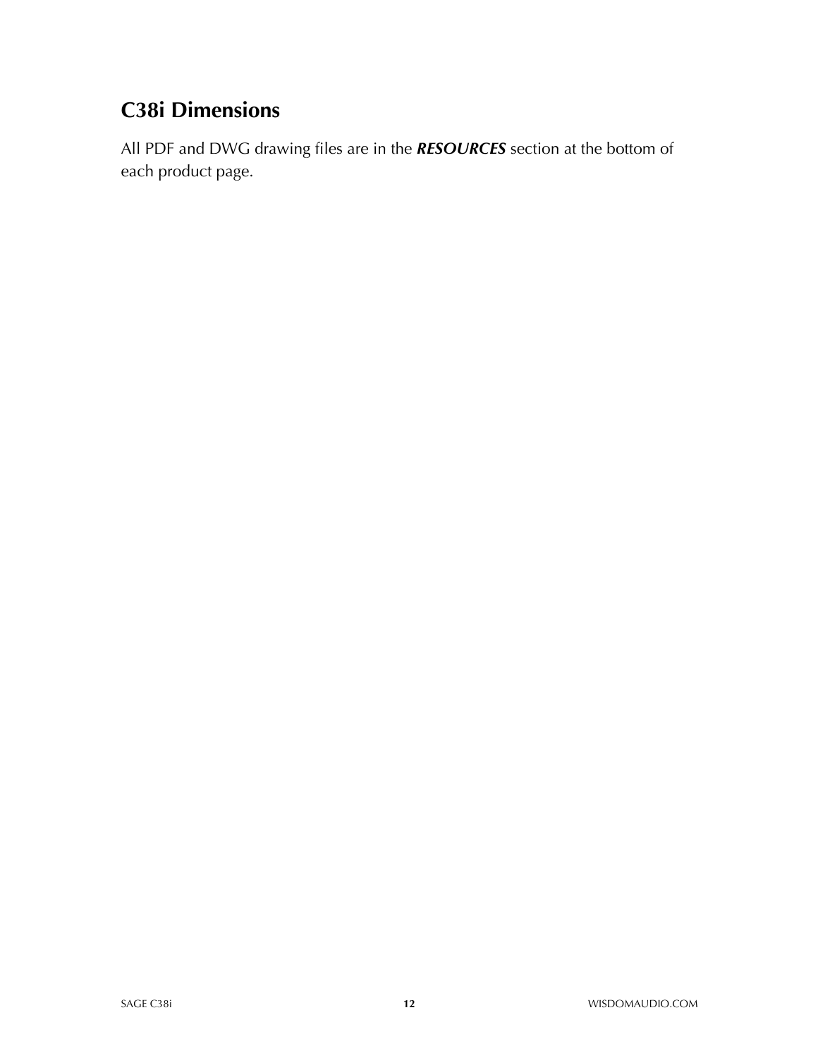## C38i Dimensions

All PDF and DWG drawing files are in the ***RESOURCES*** section at the bottom of each product page.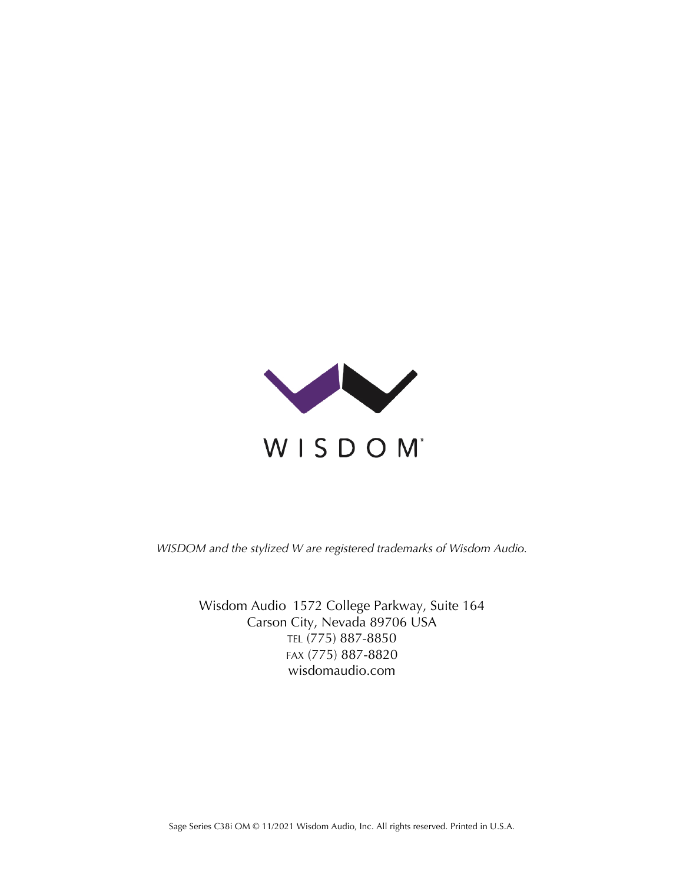WISDOM®

*WISDOM and the stylized W are registered trademarks of Wisdom Audio.*

Wisdom Audio 1572 College Parkway, Suite 164
Carson City, Nevada 89706 USA
TEL (775) 887-8850
FAX (775) 887-8820
wisdomaudio.com

Sage Series C38i OM © 11/2021 Wisdom Audio, Inc. All rights reserved. Printed in U.S.A.